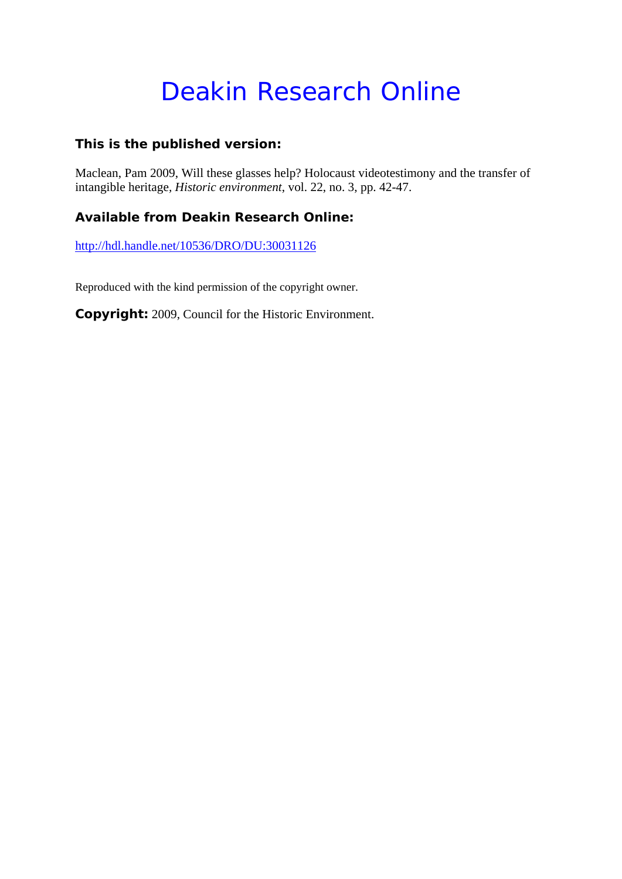# Deakin Research Online

**This is the published version:**

Maclean, Pam 2009, Will these glasses help? Holocaust videotestimony and the transfer of intangible heritage, *Historic environment*, vol. 22, no. 3, pp. 42-47.

**Available from Deakin Research Online:**

http://hdl.handle.net/10536/DRO/DU:30031126

Reproduced with the kind permission of the copyright owner.

**Copyright:** 2009, Council for the Historic Environment.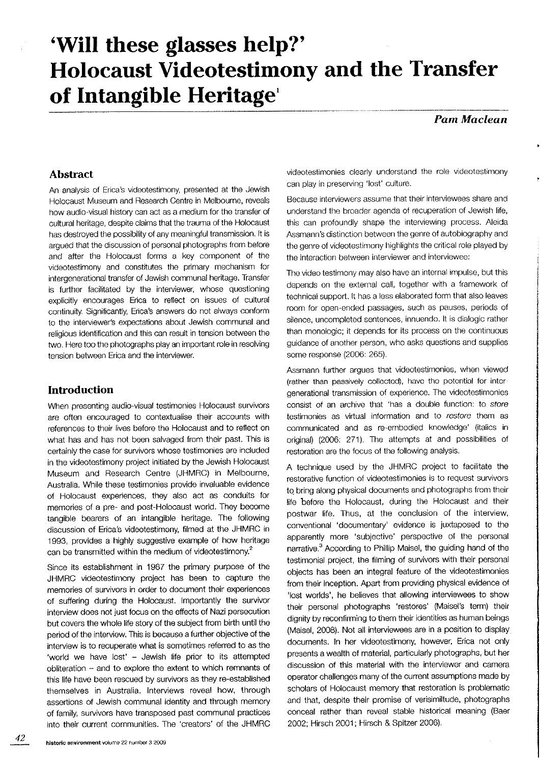# 'Will these glasses help?' Holocaust Videotestimony and the Transfer of Intangible Heritage[1]

***Pam Maclean***

## Abstract

An analysis of Erica's videotestimony, presented at the Jewish Holocaust Museum and Research Centre in Melbourne, reveals how audio-visual history can act as a medium for the transfer of cultural heritage, despite claims that the trauma of the Holocaust has destroyed the possibility of any meaningful transmission. It is argued that the discussion of personal photographs from before and after the Holocaust forms a key component of the videotestimony and constitutes the primary mechanism for intergenerational transfer of Jewish communal heritage. Transfer is further facilitated by the interviewer, whose questioning explicitly encourages Erica to reflect on issues of cultural continuity. Significantly, Erica's answers do not always conform to the interviewer's expectations about Jewish communal and religious identification and this can result in tension between the two. Here too the photographs play an important role in resolving tension between Erica and the interviewer.

## Introduction

When presenting audio-visual testimonies Holocaust survivors are often encouraged to contextualise their accounts with references to their lives before the Holocaust and to reflect on what has and has not been salvaged from their past. This is certainly the case for survivors whose testimonies are included in the videotestimony project initiated by the Jewish Holocaust Museum and Research Centre (JHMRC) in Melbourne, Australia. While these testimonies provide invaluable evidence of Holocaust experiences, they also act as conduits for memories of a pre- and post-Holocaust world. They become tangible bearers of an intangible heritage. The following discussion of Erica's videotestimony, filmed at the JHMRC in 1993, provides a highly suggestive example of how heritage can be transmitted within the medium of videotestimony.[2]

Since its establishment in 1987 the primary purpose of the JHMRC videotestimony project has been to capture the memories of survivors in order to document their experiences of suffering during the Holocaust. Importantly the survivor interview does not just focus on the effects of Nazi persecution but covers the whole life story of the subject from birth until the period of the interview. This is because a further objective of the interview is to recuperate what is sometimes referred to as the 'world we have lost' – Jewish life prior to its attempted obliteration – and to explore the extent to which remnants of this life have been rescued by survivors as they re-established themselves in Australia. Interviews reveal how, through assertions of Jewish communal identity and through memory of family, survivors have transposed past communal practices into their current communities. The 'creators' of the JHMRC videotestimonies clearly understand the role videotestimony can play in preserving 'lost' culture.

Because interviewers assume that their interviewees share and understand the broader agenda of recuperation of Jewish life, this can profoundly shape the interviewing process. Aleida Assmann's distinction between the genre of autobiography and the genre of videotestimony highlights the critical role played by the interaction between interviewer and interviewee:

> The video testimony may also have an internal impulse, but this depends on the external call, together with a framework of technical support. It has a less elaborated form that also leaves room for open-ended passages, such as pauses, periods of silence, uncompleted sentences, innuendo. It is dialogic rather than monologic; it depends for its process on the continuous guidance of another person, who asks questions and supplies some response (2006: 265).

Assmann further argues that videotestimonies, when viewed (rather than passively collected), have the potential for intergenerational transmission of experience. The videotestimonies consist of an archive that 'has a double function: to *store* testimonies as virtual information and to *restore* them as communicated and as re-embodied knowledge' (italics in original) (2006: 271). The attempts at and possibilities of restoration are the focus of the following analysis.

A technique used by the JHMRC project to facilitate the restorative function of videotestimonies is to request survivors to bring along physical documents and photographs from their life before the Holocaust, during the Holocaust and their postwar life. Thus, at the conclusion of the interview, conventional 'documentary' evidence is juxtaposed to the apparently more 'subjective' perspective of the personal narrative.[3] According to Phillip Maisel, the guiding hand of the testimonial project, the filming of survivors with their personal objects has been an integral feature of the videotestimonies from their inception. Apart from providing physical evidence of 'lost worlds', he believes that allowing interviewees to show their personal photographs 'restores' (Maisel's term) their dignity by reconfirming to them their identities as human beings (Maisel, 2008). Not all interviewees are in a position to display documents. In her videotestimony, however, Erica not only presents a wealth of material, particularly photographs, but her discussion of this material with the interviewer and camera operator challenges many of the current assumptions made by scholars of Holocaust memory that restoration is problematic and that, despite their promise of verisimilitude, photographs conceal rather than reveal stable historical meaning (Baer 2002; Hirsch 2001; Hirsch & Spitzer 2006).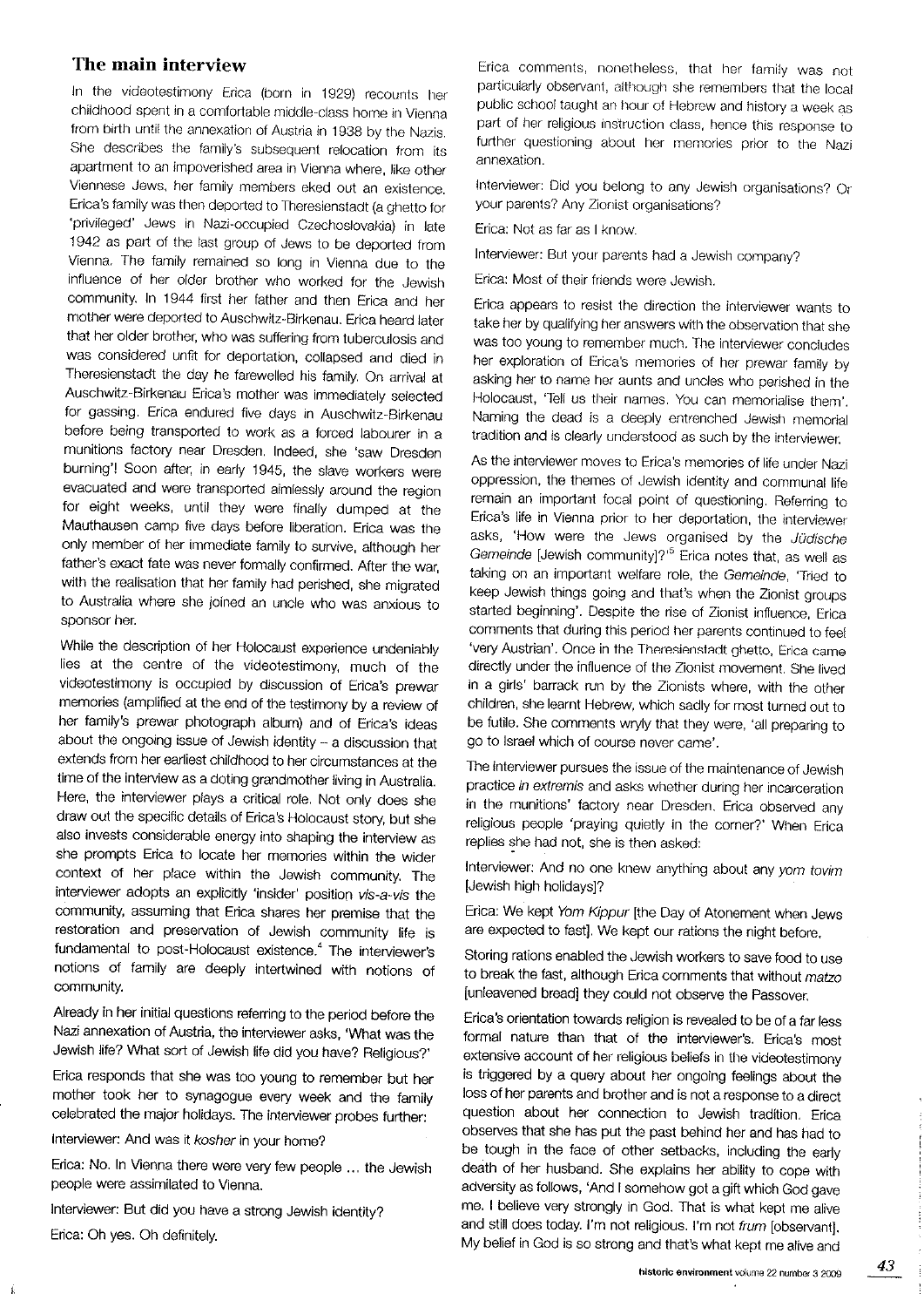## The main interview

In the videotestimony Erica (born in 1929) recounts her childhood spent in a comfortable middle-class home in Vienna from birth until the annexation of Austria in 1938 by the Nazis. She describes the family's subsequent relocation from its apartment to an impoverished area in Vienna where, like other Viennese Jews, her family members eked out an existence. Erica's family was then deported to Theresienstadt (a ghetto for 'privileged' Jews in Nazi-occupied Czechoslovakia) in late 1942 as part of the last group of Jews to be deported from Vienna. The family remained so long in Vienna due to the influence of her older brother who worked for the Jewish community. In 1944 first her father and then Erica and her mother were deported to Auschwitz-Birkenau. Erica heard later that her older brother, who was suffering from tuberculosis and was considered unfit for deportation, collapsed and died in Theresienstadt the day he farewelled his family. On arrival at Auschwitz-Birkenau Erica's mother was immediately selected for gassing. Erica endured five days in Auschwitz-Birkenau before being transported to work as a forced labourer in a munitions factory near Dresden. Indeed, she 'saw Dresden burning'! Soon after, in early 1945, the slave workers were evacuated and were transported aimlessly around the region for eight weeks, until they were finally dumped at the Mauthausen camp five days before liberation. Erica was the only member of her immediate family to survive, although her father's exact fate was never formally confirmed. After the war, with the realisation that her family had perished, she migrated to Australia where she joined an uncle who was anxious to sponsor her.

While the description of her Holocaust experience undeniably lies at the centre of the videotestimony, much of the videotestimony is occupied by discussion of Erica's prewar memories (amplified at the end of the testimony by a review of her family's prewar photograph album) and of Erica's ideas about the ongoing issue of Jewish identity – a discussion that extends from her earliest childhood to her circumstances at the time of the interview as a doting grandmother living in Australia. Here, the interviewer plays a critical role. Not only does she draw out the specific details of Erica's Holocaust story, but she also invests considerable energy into shaping the interview as she prompts Erica to locate her memories within the wider context of her place within the Jewish community. The interviewer adopts an explicitly 'insider' position *vis-a-vis* the community, assuming that Erica shares her premise that the restoration and preservation of Jewish community life is fundamental to post-Holocaust existence.[4] The interviewer's notions of family are deeply intertwined with notions of community.

Already in her initial questions referring to the period before the Nazi annexation of Austria, the interviewer asks, 'What was the Jewish life? What sort of Jewish life did you have? Religious?'

Erica responds that she was too young to remember but her mother took her to synagogue every week and the family celebrated the major holidays. The interviewer probes further:

Interviewer: And was it *kosher* in your home?

Erica: No. In Vienna there were very few people ... the Jewish people were assimilated to Vienna.

Interviewer: But did you have a strong Jewish identity?

Erica: Oh yes. Oh definitely.

Erica comments, nonetheless, that her family was not particularly observant, although she remembers that the local public school taught an hour of Hebrew and history a week as part of her religious instruction class, hence this response to further questioning about her memories prior to the Nazi annexation.

Interviewer: Did you belong to any Jewish organisations? Or your parents? Any Zionist organisations?

Erica: Not as far as I know.

Interviewer: But your parents had a Jewish company?

Erica: Most of their friends were Jewish.

Erica appears to resist the direction the interviewer wants to take her by qualifying her answers with the observation that she was too young to remember much. The interviewer concludes her exploration of Erica's memories of her prewar family by asking her to name her aunts and uncles who perished in the Holocaust, 'Tell us their names. You can memorialise them'. Naming the dead is a deeply entrenched Jewish memorial tradition and is clearly understood as such by the interviewer.

As the interviewer moves to Erica's memories of life under Nazi oppression, the themes of Jewish identity and communal life remain an important focal point of questioning. Referring to Erica's life in Vienna prior to her deportation, the interviewer asks, 'How were the Jews organised by the *Jüdische Gemeinde* [Jewish community]?'[5] Erica notes that, as well as taking on an important welfare role, the *Gemeinde*, 'Tried to keep Jewish things going and that's when the Zionist groups started beginning'. Despite the rise of Zionist influence, Erica comments that during this period her parents continued to feel 'very Austrian'. Once in the Theresienstadt ghetto, Erica came directly under the influence of the Zionist movement. She lived in a girls' barrack run by the Zionists where, with the other children, she learnt Hebrew, which sadly for most turned out to be futile. She comments wryly that they were, 'all preparing to go to Israel which of course never came'.

The interviewer pursues the issue of the maintenance of Jewish practice *in extremis* and asks whether during her incarceration in the munitions' factory near Dresden, Erica observed any religious people 'praying quietly in the corner?' When Erica replies she had not, she is then asked:

Interviewer: And no one knew anything about any *yom tovim* [Jewish high holidays]?

Erica: We kept *Yom Kippur* [the Day of Atonement when Jews are expected to fast]. We kept our rations the night before.

Storing rations enabled the Jewish workers to save food to use to break the fast, although Erica comments that without *matzo* [unleavened bread] they could not observe the Passover.

Erica's orientation towards religion is revealed to be of a far less formal nature than that of the interviewer's. Erica's most extensive account of her religious beliefs in the videotestimony is triggered by a query about her ongoing feelings about the loss of her parents and brother and is not a response to a direct question about her connection to Jewish tradition. Erica observes that she has put the past behind her and has had to be tough in the face of other setbacks, including the early death of her husband. She explains her ability to cope with adversity as follows, 'And I somehow got a gift which God gave me. I believe very strongly in God. That is what kept me alive and still does today. I'm not religious. I'm not *frum* [observant]. My belief in God is so strong and that's what kept me alive and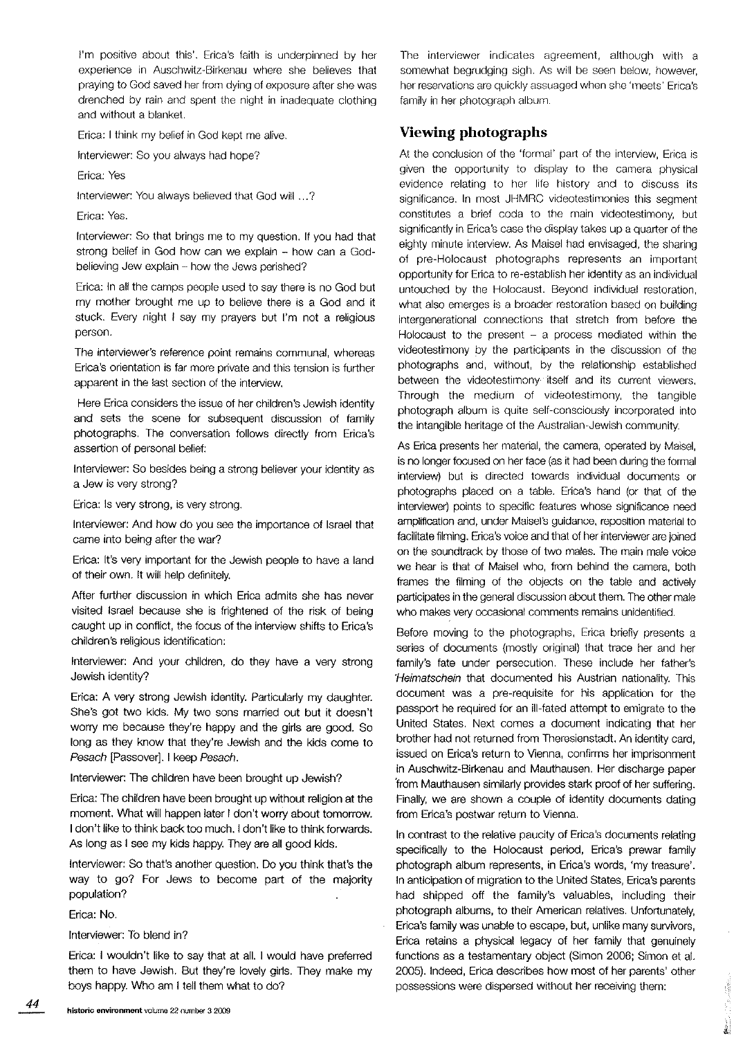I'm positive about this'. Erica's faith is underpinned by her experience in Auschwitz-Birkenau where she believes that praying to God saved her from dying of exposure after she was drenched by rain and spent the night in inadequate clothing and without a blanket.

Erica: I think my belief in God kept me alive.

Interviewer: So you always had hope?

Erica: Yes

Interviewer: You always believed that God will ...?

Erica: Yes.

Interviewer: So that brings me to my question. If you had that strong belief in God how can we explain – how can a God-believing Jew explain – how the Jews perished?

Erica: In all the camps people used to say there is no God but my mother brought me up to believe there is a God and it stuck. Every night I say my prayers but I'm not a religious person.

The interviewer's reference point remains communal, whereas Erica's orientation is far more private and this tension is further apparent in the last section of the interview.

Here Erica considers the issue of her children's Jewish identity and sets the scene for subsequent discussion of family photographs. The conversation follows directly from Erica's assertion of personal belief:

Interviewer: So besides being a strong believer your identity as a Jew is very strong?

Erica: Is very strong, is very strong.

Interviewer: And how do you see the importance of Israel that came into being after the war?

Erica: It's very important for the Jewish people to have a land of their own. It will help definitely.

After further discussion in which Erica admits she has never visited Israel because she is frightened of the risk of being caught up in conflict, the focus of the interview shifts to Erica's children's religious identification:

Interviewer: And your children, do they have a very strong Jewish identity?

Erica: A very strong Jewish identity. Particularly my daughter. She's got two kids. My two sons married out but it doesn't worry me because they're happy and the girls are good. So long as they know that they're Jewish and the kids come to *Pesach* [Passover]. I keep *Pesach*.

Interviewer: The children have been brought up Jewish?

Erica: The children have been brought up without religion at the moment. What will happen later I don't worry about tomorrow. I don't like to think back too much. I don't like to think forwards. As long as I see my kids happy. They are all good kids.

Interviewer: So that's another question. Do you think that's the way to go? For Jews to become part of the majority population?

Erica: No.

Interviewer: To blend in?

Erica: I wouldn't like to say that at all. I would have preferred them to have Jewish. But they're lovely girls. They make my boys happy. Who am I tell them what to do?

The interviewer indicates agreement, although with a somewhat begrudging sigh. As will be seen below, however, her reservations are quickly assuaged when she 'meets' Erica's family in her photograph album.

## Viewing photographs

At the conclusion of the 'formal' part of the interview, Erica is given the opportunity to display to the camera physical evidence relating to her life history and to discuss its significance. In most JHMRC videotestimonies this segment constitutes a brief coda to the main videotestimony, but significantly in Erica's case the display takes up a quarter of the eighty minute interview. As Maisel had envisaged, the sharing of pre-Holocaust photographs represents an important opportunity for Erica to re-establish her identity as an individual untouched by the Holocaust. Beyond individual restoration, what also emerges is a broader restoration based on building intergenerational connections that stretch from before the Holocaust to the present – a process mediated within the videotestimony by the participants in the discussion of the photographs and, without, by the relationship established between the videotestimony itself and its current viewers. Through the medium of videotestimony, the tangible photograph album is quite self-consciously incorporated into the intangible heritage of the Australian-Jewish community.

As Erica presents her material, the camera, operated by Maisel, is no longer focused on her face (as it had been during the formal interview) but is directed towards individual documents or photographs placed on a table. Erica's hand (or that of the interviewer) points to specific features whose significance need amplification and, under Maisel's guidance, reposition material to facilitate filming. Erica's voice and that of her interviewer are joined on the soundtrack by those of two males. The main male voice we hear is that of Maisel who, from behind the camera, both frames the filming of the objects on the table and actively participates in the general discussion about them. The other male who makes very occasional comments remains unidentified.

Before moving to the photographs, Erica briefly presents a series of documents (mostly original) that trace her and her family's fate under persecution. These include her father's *Heimatschein* that documented his Austrian nationality. This document was a pre-requisite for his application for the passport he required for an ill-fated attempt to emigrate to the United States. Next comes a document indicating that her brother had not returned from Theresienstadt. An identity card, issued on Erica's return to Vienna, confirms her imprisonment in Auschwitz-Birkenau and Mauthausen. Her discharge paper from Mauthausen similarly provides stark proof of her suffering. Finally, we are shown a couple of identity documents dating from Erica's postwar return to Vienna.

In contrast to the relative paucity of Erica's documents relating specifically to the Holocaust period, Erica's prewar family photograph album represents, in Erica's words, 'my treasure'. In anticipation of migration to the United States, Erica's parents had shipped off the family's valuables, including their photograph albums, to their American relatives. Unfortunately, Erica's family was unable to escape, but, unlike many survivors, Erica retains a physical legacy of her family that genuinely functions as a testamentary object (Simon 2006; Simon et al. 2005). Indeed, Erica describes how most of her parents' other possessions were dispersed without her receiving them: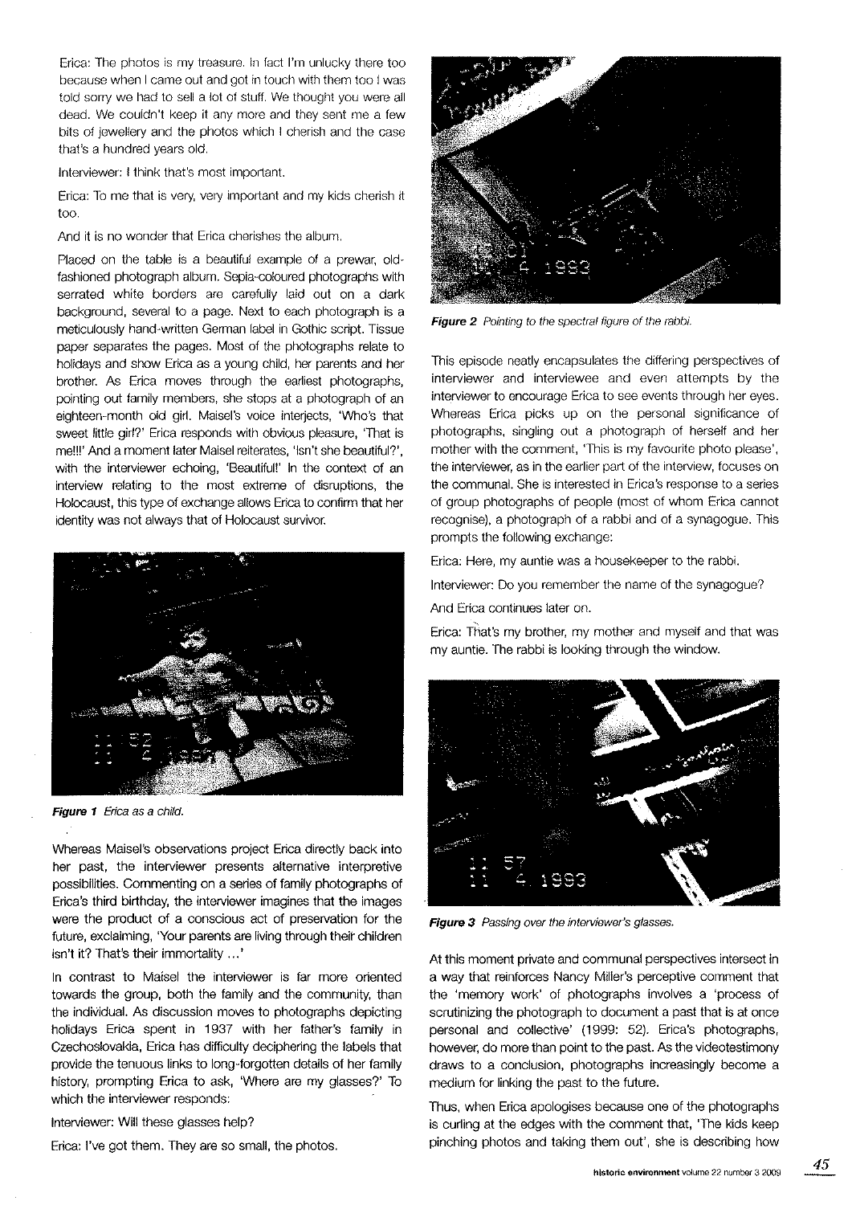Erica: The photos is my treasure. In fact I'm unlucky there too because when I came out and got in touch with them too I was told sorry we had to sell a lot of stuff. We thought you were all dead. We couldn't keep it any more and they sent me a few bits of jewellery and the photos which I cherish and the case that's a hundred years old.

Interviewer: I think that's most important.

Erica: To me that is very, very important and my kids cherish it too.

And it is no wonder that Erica cherishes the album.

Placed on the table is a beautiful example of a prewar, old-fashioned photograph album. Sepia-coloured photographs with serrated white borders are carefully laid out on a dark background, several to a page. Next to each photograph is a meticulously hand-written German label in Gothic script. Tissue paper separates the pages. Most of the photographs relate to holidays and show Erica as a young child, her parents and her brother. As Erica moves through the earliest photographs, pointing out family members, she stops at a photograph of an eighteen-month old girl. Maisel's voice interjects, 'Who's that sweet little girl?' Erica responds with obvious pleasure, 'That is me!!!' And a moment later Maisel reiterates, 'Isn't she beautiful?', with the interviewer echoing, 'Beautiful!' In the context of an interview relating to the most extreme of disruptions, the Holocaust, this type of exchange allows Erica to confirm that her identity was not always that of Holocaust survivor.

***Figure 1*** *Erica as a child.*

Whereas Maisel's observations project Erica directly back into her past, the interviewer presents alternative interpretive possibilities. Commenting on a series of family photographs of Erica's third birthday, the interviewer imagines that the images were the product of a conscious act of preservation for the future, exclaiming, 'Your parents are living through their children isn't it? That's their immortality ...'

In contrast to Maisel the interviewer is far more oriented towards the group, both the family and the community, than the individual. As discussion moves to photographs depicting holidays Erica spent in 1937 with her father's family in Czechoslovakia, Erica has difficulty deciphering the labels that provide the tenuous links to long-forgotten details of her family history, prompting Erica to ask, 'Where are my glasses?' To which the interviewer responds:

Interviewer: Will these glasses help?

Erica: I've got them. They are so small, the photos.

***Figure 2*** *Pointing to the spectral figure of the rabbi.*

This episode neatly encapsulates the differing perspectives of interviewer and interviewee and even attempts by the interviewer to encourage Erica to see events through her eyes. Whereas Erica picks up on the personal significance of photographs, singling out a photograph of herself and her mother with the comment, 'This is my favourite photo please', the interviewer, as in the earlier part of the interview, focuses on the communal. She is interested in Erica's response to a series of group photographs of people (most of whom Erica cannot recognise), a photograph of a rabbi and of a synagogue. This prompts the following exchange:

Erica: Here, my auntie was a housekeeper to the rabbi.

Interviewer: Do you remember the name of the synagogue?

And Erica continues later on.

Erica: That's my brother, my mother and myself and that was my auntie. The rabbi is looking through the window.

***Figure 3*** *Passing over the interviewer's glasses.*

At this moment private and communal perspectives intersect in a way that reinforces Nancy Miller's perceptive comment that the 'memory work' of photographs involves a 'process of scrutinizing the photograph to document a past that is at once personal and collective' (1999: 52). Erica's photographs, however, do more than point to the past. As the videotestimony draws to a conclusion, photographs increasingly become a medium for linking the past to the future.

Thus, when Erica apologises because one of the photographs is curling at the edges with the comment that, 'The kids keep pinching photos and taking them out', she is describing how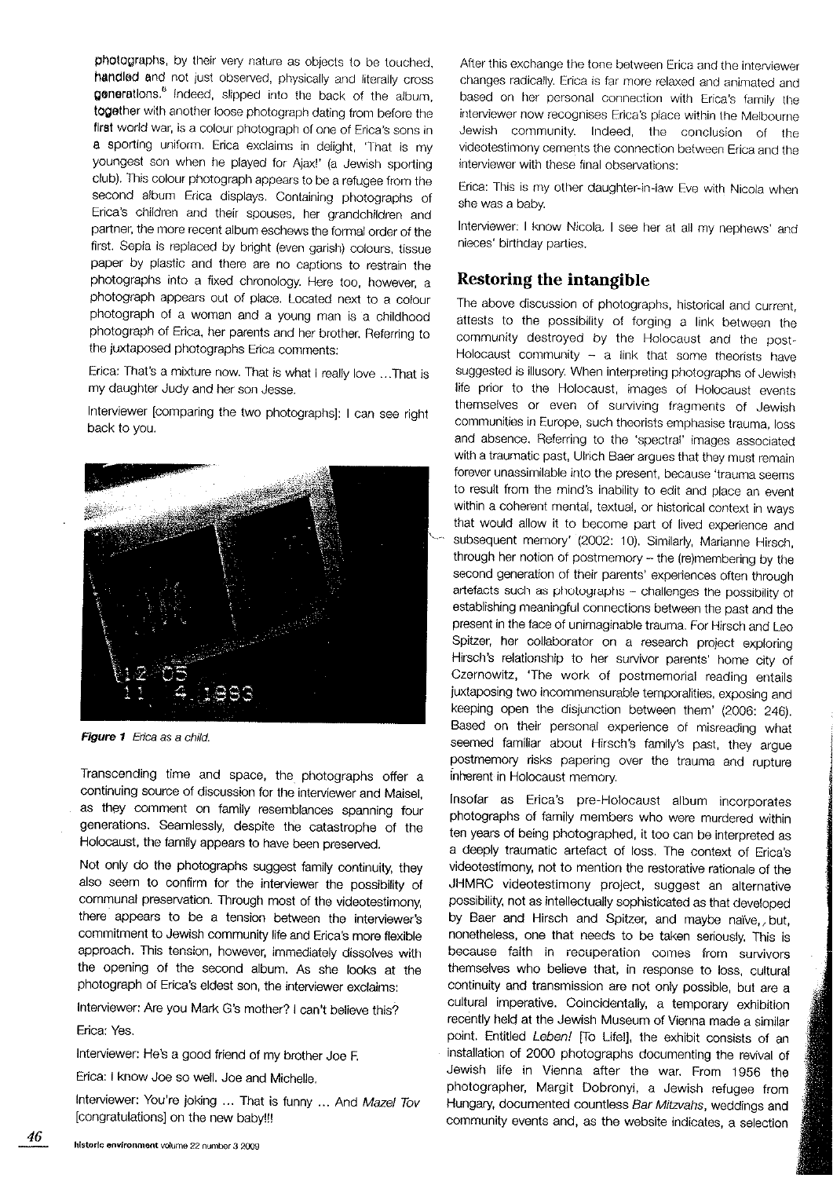photographs, by their very nature as objects to be touched, handled and not just observed, physically and literally cross generations.[8] Indeed, slipped into the back of the album, together with another loose photograph dating from before the first world war, is a colour photograph of one of Erica's sons in a sporting uniform. Erica exclaims in delight, 'That is my youngest son when he played for Ajax!' (a Jewish sporting club). This colour photograph appears to be a refugee from the second album Erica displays. Containing photographs of Erica's children and their spouses, her grandchildren and partner, the more recent album eschews the formal order of the first. Sepia is replaced by bright (even garish) colours, tissue paper by plastic and there are no captions to restrain the photographs into a fixed chronology. Here too, however, a photograph appears out of place. Located next to a colour photograph of a woman and a young man is a childhood photograph of Erica, her parents and her brother. Referring to the juxtaposed photographs Erica comments:

Erica: That's a mixture now. That is what I really love ...That is my daughter Judy and her son Jesse.

Interviewer [comparing the two photographs]: I can see right back to you.

*Figure 1 Erica as a child.*

Transcending time and space, the photographs offer a continuing source of discussion for the interviewer and Maisel, as they comment on family resemblances spanning four generations. Seamlessly, despite the catastrophe of the Holocaust, the family appears to have been preserved.

Not only do the photographs suggest family continuity, they also seem to confirm for the interviewer the possibility of communal preservation. Through most of the videotestimony, there appears to be a tension between the interviewer's commitment to Jewish community life and Erica's more flexible approach. This tension, however, immediately dissolves with the opening of the second album. As she looks at the photograph of Erica's eldest son, the interviewer exclaims:

Interviewer: Are you Mark G's mother? I can't believe this?

Erica: Yes.

Interviewer: He's a good friend of my brother Joe F.

Erica: I know Joe so well. Joe and Michelle.

Interviewer: You're joking ... That is funny ... And *Mazel Tov* [congratulations] on the new baby!!!

After this exchange the tone between Erica and the interviewer changes radically. Erica is far more relaxed and animated and based on her personal connection with Erica's family the interviewer now recognises Erica's place within the Melbourne Jewish community. Indeed, the conclusion of the videotestimony cements the connection between Erica and the interviewer with these final observations:

Erica: This is my other daughter-in-law Eve with Nicola when she was a baby.

Interviewer: I know Nicola. I see her at all my nephews' and nieces' birthday parties.

## Restoring the intangible

The above discussion of photographs, historical and current, attests to the possibility of forging a link between the community destroyed by the Holocaust and the post-Holocaust community – a link that some theorists have suggested is illusory. When interpreting photographs of Jewish life prior to the Holocaust, images of Holocaust events themselves or even of surviving fragments of Jewish communities in Europe, such theorists emphasise trauma, loss and absence. Referring to the 'spectral' images associated with a traumatic past, Ulrich Baer argues that they must remain forever unassimilable into the present, because 'trauma seems to result from the mind's inability to edit and place an event within a coherent mental, textual, or historical context in ways that would allow it to become part of lived experience and subsequent memory' (2002: 10). Similarly, Marianne Hirsch, through her notion of postmemory – the (re)membering by the second generation of their parents' experiences often through artefacts such as photographs – challenges the possibility of establishing meaningful connections between the past and the present in the face of unimaginable trauma. For Hirsch and Leo Spitzer, her collaborator on a research project exploring Hirsch's relationship to her survivor parents' home city of Czernowitz, 'The work of postmemorial reading entails juxtaposing two incommensurable temporalities, exposing and keeping open the disjunction between them' (2006: 246). Based on their personal experience of misreading what seemed familiar about Hirsch's family's past, they argue postmemory risks papering over the trauma and rupture inherent in Holocaust memory.

Insofar as Erica's pre-Holocaust album incorporates photographs of family members who were murdered within ten years of being photographed, it too can be interpreted as a deeply traumatic artefact of loss. The context of Erica's videotestimony, not to mention the restorative rationale of the JHMRC videotestimony project, suggest an alternative possibility, not as intellectually sophisticated as that developed by Baer and Hirsch and Spitzer, and maybe naïve, but, nonetheless, one that needs to be taken seriously. This is because faith in recuperation comes from survivors themselves who believe that, in response to loss, cultural continuity and transmission are not only possible, but are a cultural imperative. Coincidentally, a temporary exhibition recently held at the Jewish Museum of Vienna made a similar point. Entitled *Leben!* [To Life!], the exhibit consists of an installation of 2000 photographs documenting the revival of Jewish life in Vienna after the war. From 1956 the photographer, Margit Dobronyi, a Jewish refugee from Hungary, documented countless *Bar Mitzvahs*, weddings and community events and, as the website indicates, a selection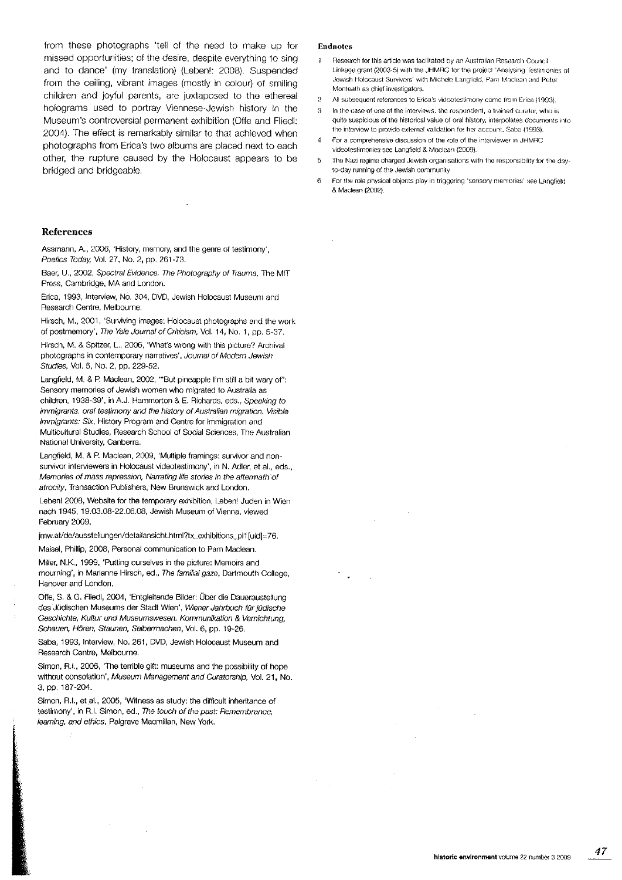from these photographs 'tell of the need to make up for missed opportunities; of the desire, despite everything to sing and to dance' (my translation) (Leben!: 2008). Suspended from the ceiling, vibrant images (mostly in colour) of smiling children and joyful parents, are juxtaposed to the ethereal holograms used to portray Viennese-Jewish history in the Museum's controversial permanent exhibition (Offe and Fliedl: 2004). The effect is remarkably similar to that achieved when photographs from Erica's two albums are placed next to each other, the rupture caused by the Holocaust appears to be bridged and bridgeable.

## Endnotes

1. Research for this article was facilitated by an Australian Research Council Linkage grant (2003-5) with the JHMRC for the project 'Analysing Testimonies of Jewish Holocaust Survivors' with Michele Langfield, Pam Maclean and Peter Monteath as chief investigators.
2. All subsequent references to Erica's videotestimony come from Erica (1993).
3. In the case of one of the interviews, the respondent, a trained curator, who is quite suspicious of the historical value of oral history, interpolates documents into the interview to provide external validation for her account. Saba (1993).
4. For a comprehensive discussion of the role of the interviewer in JHMRC videotestimonies see Langfield & Maclean (2009).
5. The Nazi regime charged Jewish organisations with the responsibility for the day-to-day running of the Jewish community
6. For the role physical objects play in triggering 'sensory memories' see Langfield & Maclean (2002).

## References

Assmann, A., 2006, 'History, memory, and the genre of testimony', *Poetics Today*, Vol. 27, No. 2, pp. 261-73.

Baer, U., 2002, *Spectral Evidence. The Photography of Trauma*, The MIT Press, Cambridge, MA and London.

Erica, 1993, Interview, No. 304, DVD, Jewish Holocaust Museum and Research Centre, Melbourne.

Hirsch, M., 2001, 'Surviving images: Holocaust photographs and the work of postmemory', *The Yale Journal of Criticism*, Vol. 14, No. 1, pp. 5-37.

Hirsch, M. & Spitzer, L., 2006, 'What's wrong with this picture? Archival photographs in contemporary narratives', *Journal of Modern Jewish Studies*, Vol. 5, No. 2, pp. 229-52.

Langfield, M. & P. Maclean, 2002, '"But pineapple I'm still a bit wary of": Sensory memories of Jewish women who migrated to Australia as children, 1938-39', in A.J. Hammerton & E. Richards, eds., *Speaking to immigrants. oral testimony and the history of Australian migration. Visible Immigrants: Six*, History Program and Centre for Immigration and Multicultural Studies, Research School of Social Sciences, The Australian National University, Canberra.

Langfield, M. & P. Maclean, 2009, 'Multiple framings: survivor and non-survivor interviewers in Holocaust videotestimony', in N. Adler, et al., eds., *Memories of mass repression, Narrating life stories in the aftermath of atrocity*, Transaction Publishers, New Brunswick and London.

Leben! 2008, Website for the temporary exhibition, Leben! Juden in Wien nach 1945, 19.03.08-22.06.08, Jewish Museum of Vienna, viewed February 2009,

jmw.at/de/ausstellungen/detailansicht.html?tx_exhibitions_pi1[uid]=76.

Maisel, Phillip, 2008, Personal communication to Pam Maclean.

Miller, N.K., 1999, 'Putting ourselves in the picture: Memoirs and mourning', in Marianne Hirsch, ed., *The familial gaze*, Dartmouth College, Hanover and London.

Offe, S. & G. Fliedl, 2004, 'Entgleitende Bilder: Über die Dauerausstellung des Jüdischen Museums der Stadt Wien', *Wiener Jahrbuch für jüdische Geschichte, Kultur und Museumswesen. Kommunikation & Vernichtung, Schauen, Hören, Staunen, Selbermachen*, Vol. 6, pp. 19-26.

Saba, 1993, Interview, No. 261, DVD, Jewish Holocaust Museum and Research Centre, Melbourne.

Simon, R.I., 2006, 'The terrible gift: museums and the possibility of hope without consolation', *Museum Management and Curatorship*, Vol. 21, No. 3, pp. 187-204.

Simon, R.I., et al., 2005, 'Witness as study: the difficult inheritance of testimony', in R.I. Simon, ed., *The touch of the past: Remembrance, learning, and ethics*, Palgrave Macmillan, New York.